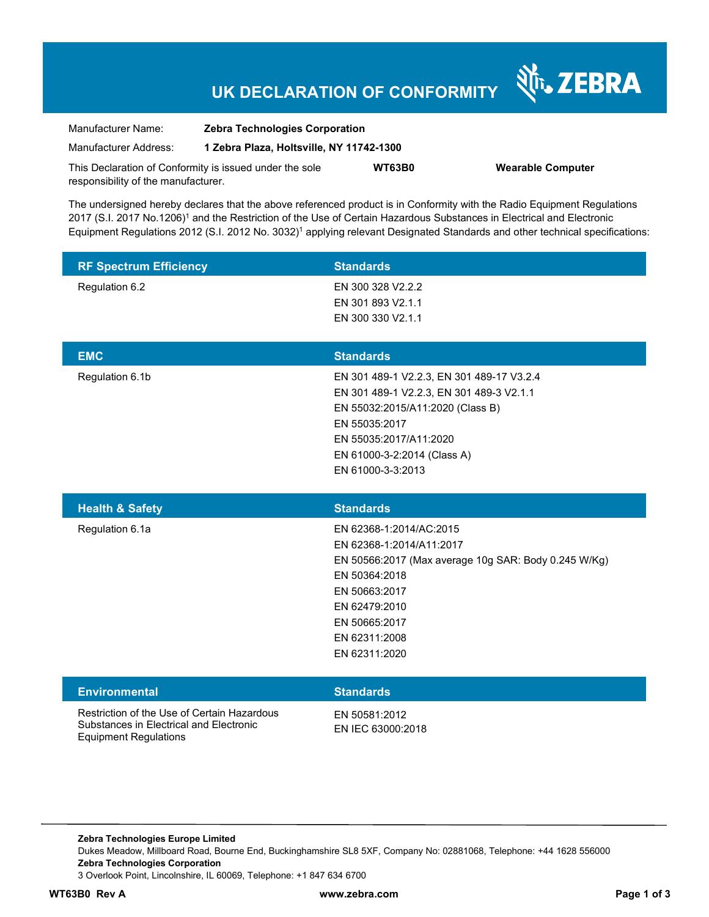# UK DECLARATION OF CONFORMITY

ZEBRA

| | |
|---|---|
| Manufacturer Name: | **Zebra Technologies Corporation** |
| Manufacturer Address: | **1 Zebra Plaza, Holtsville, NY 11742-1300** |

This Declaration of Conformity is issued under the sole responsibility of the manufacturer. **WT63B0** **Wearable Computer**

The undersigned hereby declares that the above referenced product is in Conformity with the Radio Equipment Regulations 2017 (S.I. 2017 No.1206)[1] and the Restriction of the Use of Certain Hazardous Substances in Electrical and Electronic Equipment Regulations 2012 (S.I. 2012 No. 3032)[1] applying relevant Designated Standards and other technical specifications:

| RF Spectrum Efficiency | Standards |
|---|---|
| Regulation 6.2 | EN 300 328 V2.2.2<br>EN 301 893 V2.1.1<br>EN 300 330 V2.1.1 |

| EMC | Standards |
|---|---|
| Regulation 6.1b | EN 301 489-1 V2.2.3, EN 301 489-17 V3.2.4<br>EN 301 489-1 V2.2.3, EN 301 489-3 V2.1.1<br>EN 55032:2015/A11:2020 (Class B)<br>EN 55035:2017<br>EN 55035:2017/A11:2020<br>EN 61000-3-2:2014 (Class A)<br>EN 61000-3-3:2013 |

| Health & Safety | Standards |
|---|---|
| Regulation 6.1a | EN 62368-1:2014/AC:2015<br>EN 62368-1:2014/A11:2017<br>EN 50566:2017 (Max average 10g SAR: Body 0.245 W/Kg)<br>EN 50364:2018<br>EN 50663:2017<br>EN 62479:2010<br>EN 50665:2017<br>EN 62311:2008<br>EN 62311:2020 |

| Environmental | Standards |
|---|---|
| Restriction of the Use of Certain Hazardous Substances in Electrical and Electronic Equipment Regulations | EN 50581:2012<br>EN IEC 63000:2018 |

**Zebra Technologies Europe Limited**
Dukes Meadow, Millboard Road, Bourne End, Buckinghamshire SL8 5XF, Company No: 02881068, Telephone: +44 1628 556000
**Zebra Technologies Corporation**
3 Overlook Point, Lincolnshire, IL 60069, Telephone: +1 847 634 6700

**WT63B0 Rev A** **www.zebra.com**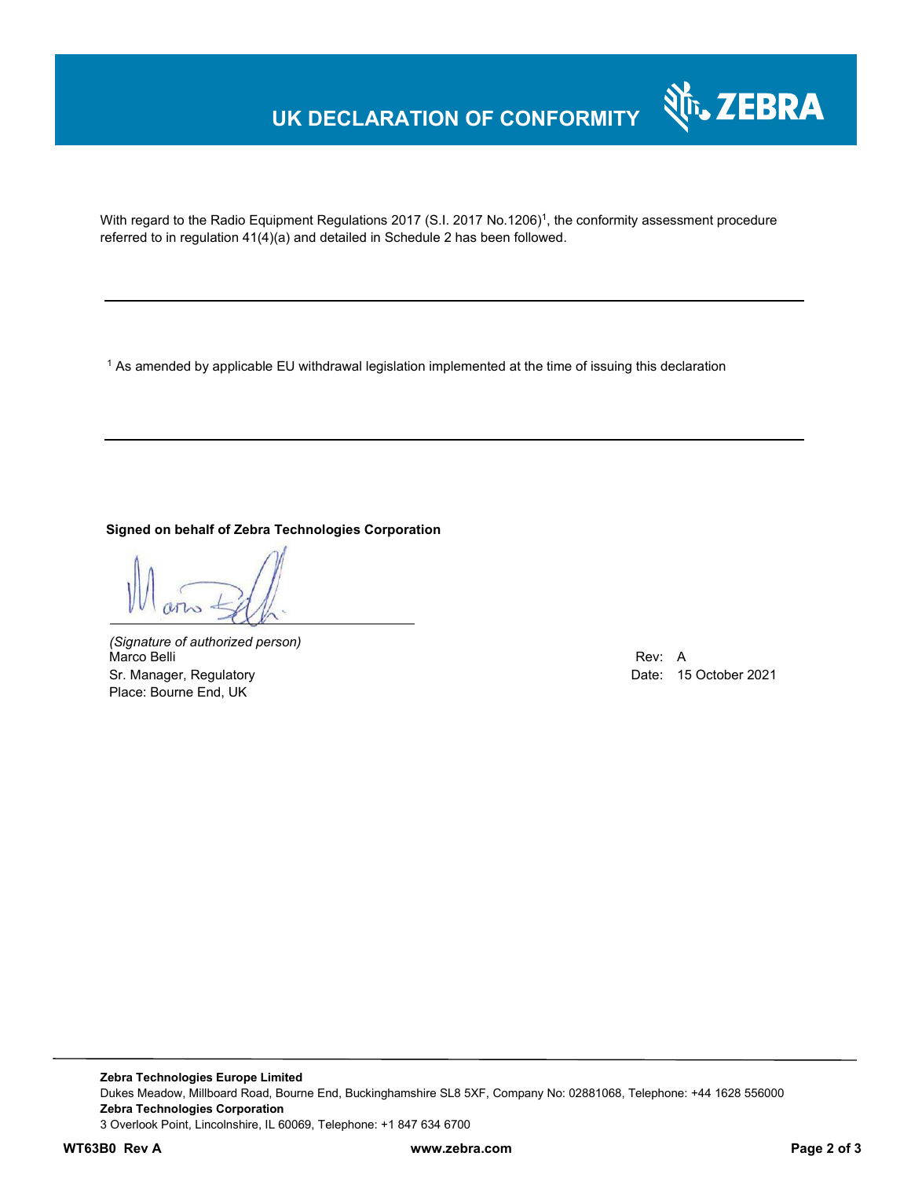# UK DECLARATION OF CONFORMITY

With regard to the Radio Equipment Regulations 2017 (S.I. 2017 No.1206)[1], the conformity assessment procedure referred to in regulation 41(4)(a) and detailed in Schedule 2 has been followed.

---

[1] As amended by applicable EU withdrawal legislation implemented at the time of issuing this declaration

---

**Signed on behalf of Zebra Technologies Corporation**

*(Signature of authorized person)*
Marco Belli
Sr. Manager, Regulatory
Place: Bourne End, UK

Rev: A
Date: 15 October 2021

---

**Zebra Technologies Europe Limited**
Dukes Meadow, Millboard Road, Bourne End, Buckinghamshire SL8 5XF, Company No: 02881068, Telephone: +44 1628 556000
**Zebra Technologies Corporation**
3 Overlook Point, Lincolnshire, IL 60069, Telephone: +1 847 634 6700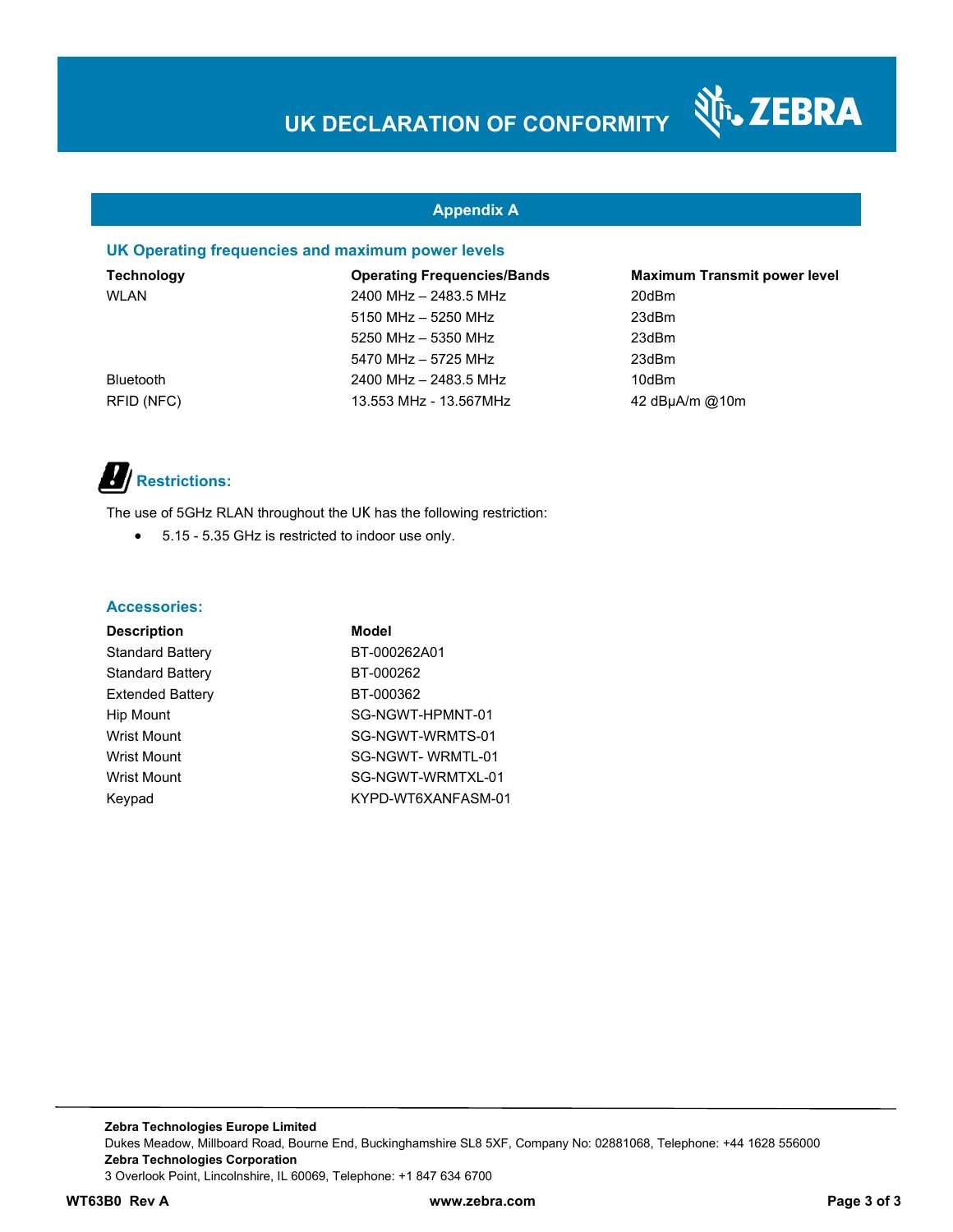# UK DECLARATION OF CONFORMITY

## Appendix A

### UK Operating frequencies and maximum power levels

| Technology | Operating Frequencies/Bands | Maximum Transmit power level |
|---|---|---|
| WLAN | 2400 MHz – 2483.5 MHz | 20dBm |
| | 5150 MHz – 5250 MHz | 23dBm |
| | 5250 MHz – 5350 MHz | 23dBm |
| | 5470 MHz – 5725 MHz | 23dBm |
| Bluetooth | 2400 MHz – 2483.5 MHz | 10dBm |
| RFID (NFC) | 13.553 MHz - 13.567MHz | 42 dBµA/m @10m |

### Restrictions:

The use of 5GHz RLAN throughout the UK has the following restriction:

- 5.15 - 5.35 GHz is restricted to indoor use only.

### Accessories:

| Description | Model |
|---|---|
| Standard Battery | BT-000262A01 |
| Standard Battery | BT-000262 |
| Extended Battery | BT-000362 |
| Hip Mount | SG-NGWT-HPMNT-01 |
| Wrist Mount | SG-NGWT-WRMTS-01 |
| Wrist Mount | SG-NGWT- WRMTL-01 |
| Wrist Mount | SG-NGWT-WRMTXL-01 |
| Keypad | KYPD-WT6XANFASM-01 |

**Zebra Technologies Europe Limited**
Dukes Meadow, Millboard Road, Bourne End, Buckinghamshire SL8 5XF, Company No: 02881068, Telephone: +44 1628 556000
**Zebra Technologies Corporation**
3 Overlook Point, Lincolnshire, IL 60069, Telephone: +1 847 634 6700

**WT63B0 Rev A** **www.zebra.com**